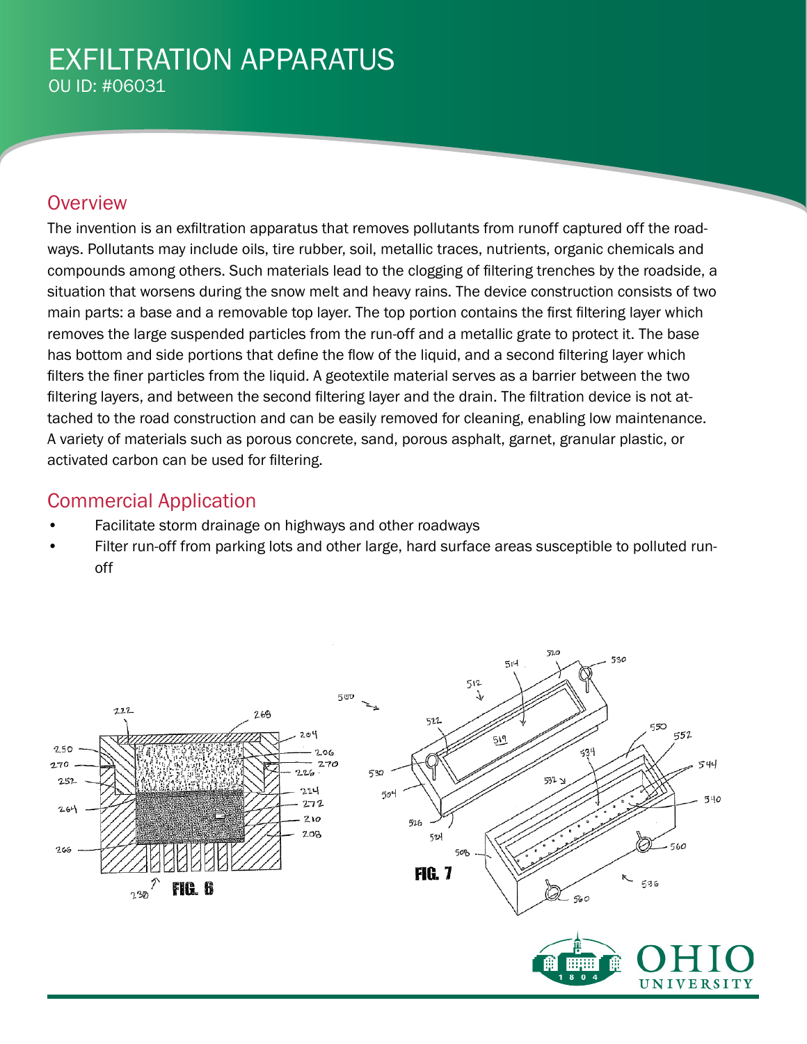# EXFILTRATION APPARATUS

OU ID: #06031

## Overview

The invention is an exfiltration apparatus that removes pollutants from runoff captured off the roadways. Pollutants may include oils, tire rubber, soil, metallic traces, nutrients, organic chemicals and compounds among others. Such materials lead to the clogging of filtering trenches by the roadside, a situation that worsens during the snow melt and heavy rains. The device construction consists of two main parts: a base and a removable top layer. The top portion contains the first filtering layer which removes the large suspended particles from the run-off and a metallic grate to protect it. The base has bottom and side portions that define the flow of the liquid, and a second filtering layer which filters the finer particles from the liquid. A geotextile material serves as a barrier between the two filtering layers, and between the second filtering layer and the drain. The filtration device is not attached to the road construction and can be easily removed for cleaning, enabling low maintenance. A variety of materials such as porous concrete, sand, porous asphalt, garnet, granular plastic, or activated carbon can be used for filtering.

## Commercial Application

- Facilitate storm drainage on highways and other roadways
- Filter run-off from parking lots and other large, hard surface areas susceptible to polluted run-off

FIG. 6

FIG. 7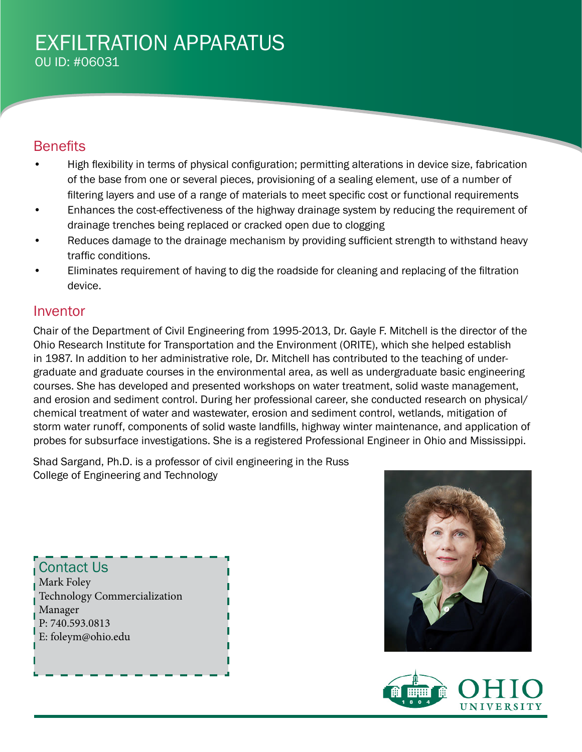# EXFILTRATION APPARATUS

OU ID: #06031

## Benefits

- High flexibility in terms of physical configuration; permitting alterations in device size, fabrication of the base from one or several pieces, provisioning of a sealing element, use of a number of filtering layers and use of a range of materials to meet specific cost or functional requirements
- Enhances the cost-effectiveness of the highway drainage system by reducing the requirement of drainage trenches being replaced or cracked open due to clogging
- Reduces damage to the drainage mechanism by providing sufficient strength to withstand heavy traffic conditions.
- Eliminates requirement of having to dig the roadside for cleaning and replacing of the filtration device.

## Inventor

Chair of the Department of Civil Engineering from 1995-2013, Dr. Gayle F. Mitchell is the director of the Ohio Research Institute for Transportation and the Environment (ORITE), which she helped establish in 1987. In addition to her administrative role, Dr. Mitchell has contributed to the teaching of undergraduate and graduate courses in the environmental area, as well as undergraduate basic engineering courses. She has developed and presented workshops on water treatment, solid waste management, and erosion and sediment control. During her professional career, she conducted research on physical/chemical treatment of water and wastewater, erosion and sediment control, wetlands, mitigation of storm water runoff, components of solid waste landfills, highway winter maintenance, and application of probes for subsurface investigations. She is a registered Professional Engineer in Ohio and Mississippi.

Shad Sargand, Ph.D. is a professor of civil engineering in the Russ College of Engineering and Technology

## Contact Us

Mark Foley
Technology Commercialization Manager
P: 740.593.0813
E: foleym@ohio.edu

OHIO UNIVERSITY